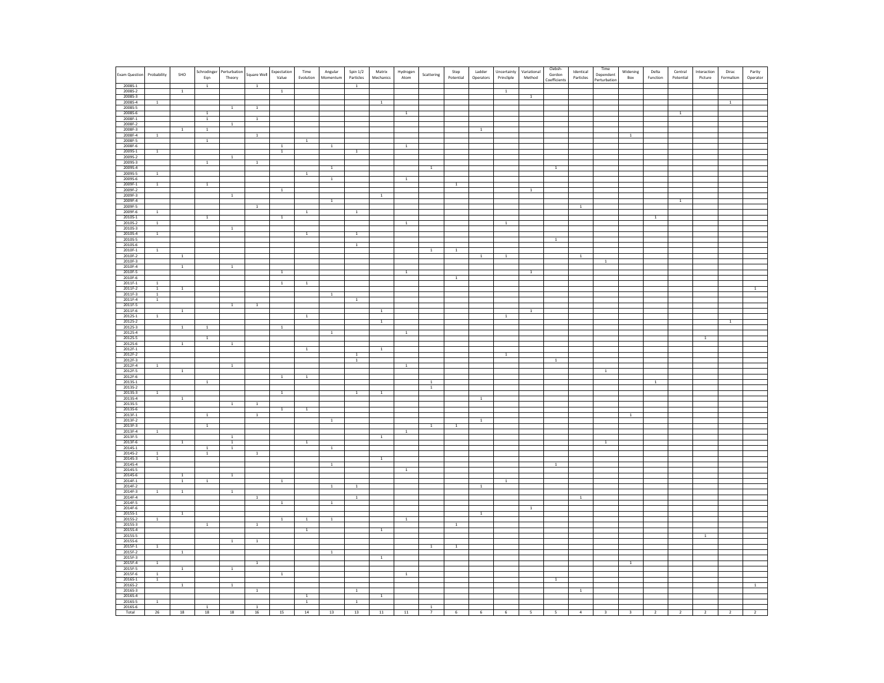| Exam Question | Probability | SHO | Schrodinger Eqn | Perturbation Theory | Square Well | Expectation Value | Time Evolution | Angular Momentum | Spin 1/2 Particles | Matrix Mechanics | Hydrogen Atom | Scattering | Step Potential | Ladder Operators | Uncertainty Principle | Variational Method | Clebsh-Gordon Coefficients | Identical Particles | Time Dependent Perturbation | Widening Box | Delta Function | Central Potential | Interaction Picture | Dirac Formalism | Parity Operator |
|---|---|---|---|---|---|---|---|---|---|---|---|---|---|---|---|---|---|---|---|---|---|---|---|---|---|
| 2008S-1 | | | 1 | | 1 | | | | 1 | | | | | | | | | | | | | | | | |
| 2008S-2 | | 1 | | | | 1 | | | | | | | | | 1 | | | | | | | | | | |
| 2008S-3 | | | | | | | | | | | | | | | | 1 | | | | | | | | | |
| 2008S-4 | 1 | | | | | | | | | 1 | | | | | | | | | | | | | | 1 | |
| 2008S-5 | | | | 1 | 1 | | | | | | | | | | | | | | | | | | | | |
| 2008S-6 | | | 1 | | | | | | | | 1 | | | | | | | | | | | 1 | | | |
| 2008F-1 | | | 1 | | 1 | | | | | | | | | | | | | | | | | | | | |
| 2008F-2 | | | | 1 | | | | | | | | | | | | | | | | | | | | | |
| 2008F-3 | | 1 | 1 | | | | | | | | | | | 1 | | | | | | | | | | | |
| 2008F-4 | 1 | | | | 1 | | | | | | | | | | | | | | | 1 | | | | | |
| 2008F-5 | | | 1 | | | | 1 | | | | | | | | | | | | | | | | | | |
| 2008F-6 | | | | | | 1 | | 1 | | | 1 | | | | | | | | | | | | | | |
| 2009S-1 | 1 | | | | | 1 | | | 1 | | | | | | | | | | | | | | | | |
| 2009S-2 | | | | 1 | | | | | | | | | | | | | | | | | | | | | |
| 2009S-3 | | | 1 | | 1 | | | | | | | | | | | | | | | | | | | | |
| 2009S-4 | | | | | | | | 1 | | | | 1 | | | | | 1 | | | | | | | | |
| 2009S-5 | 1 | | | | | | 1 | | | | | | | | | | | | | | | | | | |
| 2009S-6 | | | | | | | | 1 | | | 1 | | | | | | | | | | | | | | |
| 2009F-1 | 1 | | 1 | | | | | | | | | | 1 | | | | | | | | | | | | |
| 2009F-2 | | | | | | 1 | | | | | | | | | | 1 | | | | | | | | | |
| 2009F-3 | | | | 1 | | | | | | 1 | | | | | | | | | | | | | | | |
| 2009F-4 | | | | | | | | 1 | | | | | | | | | | | | | | 1 | | | |
| 2009F-5 | | | | | 1 | | | | | | | | | | | | | 1 | | | | | | | |
| 2009F-6 | 1 | | | | | | 1 | | 1 | | | | | | | | | | | | | | | | |
| 2010S-1 | | | 1 | | | 1 | | | | | | | | | | | | | | | 1 | | | | |
| 2010S-2 | 1 | | | | | | | | | | 1 | | | | 1 | | | | | | | | | | |
| 2010S-3 | | | | 1 | | | | | | | | | | | | | | | | | | | | | |
| 2010S-4 | 1 | | | | | | 1 | | 1 | | | | | | | | | | | | | | | | |
| 2010S-5 | | | | | | | | | | | | | | | | | 1 | | | | | | | | |
| 2010S-6 | | | | | | | | | 1 | | | | | | | | | | | | | | | | |
| 2010F-1 | 1 | | | | | | | | | | | 1 | 1 | | | | | | | | | | | | |
| 2010F-2 | | 1 | | | | | | | | | | | | 1 | 1 | | | 1 | | | | | | | |
| 2010F-3 | | | | | | | | | | | | | | | | | | | 1 | | | | | | |
| 2010F-4 | | 1 | | 1 | | | | | | | | | | | | | | | | | | | | | |
| 2010F-5 | | | | | | 1 | | | | | 1 | | | | | 1 | | | | | | | | | |
| 2010F-6 | | | | | | | | | | | | | 1 | | | | | | | | | | | | |
| 2011F-1 | 1 | | | | | 1 | 1 | | | | | | | | | | | | | | | | | | |
| 2011F-2 | 1 | 1 | | | | | | | | | | | | | | | | | | | | | | | 1 |
| 2011F-3 | 1 | | | | | | | 1 | | | | | | | | | | | | | | | | | |
| 2011F-4 | 1 | | | | | | | | 1 | | | | | | | | | | | | | | | | |
| 2011F-5 | | | | 1 | 1 | | | | | | | | | | | | | | | | | | | | |
| 2011F-6 | | 1 | | | | | | | | 1 | | | | | | 1 | | | | | | | | | |
| 2012S-1 | 1 | | | | | | 1 | | | | | | | | 1 | | | | | | | | | | |
| 2012S-2 | | | | | | | | | | 1 | | | | | | | | | | | | | | 1 | |
| 2012S-3 | | 1 | 1 | | | 1 | | | | | | | | | | | | | | | | | | | |
| 2012S-4 | | | | | | | | 1 | | | 1 | | | | | | | | | | | | | | |
| 2012S-5 | | | 1 | | | | | | | | | | | | | | | | | | | | 1 | | |
| 2012S-6 | | 1 | | 1 | | | | | | | | | | | | | | | | | | | | | |
| 2012F-1 | | | | | | | 1 | | | 1 | | | | | | | | | | | | | | | |
| 2012F-2 | | | | | | | | | 1 | | | | | | 1 | | | | | | | | | | |
| 2012F-3 | | | | | | | | | 1 | | | | | | | | 1 | | | | | | | | |
| 2012F-4 | 1 | | | 1 | | | | | | | 1 | | | | | | | | | | | | | | |
| 2012F-5 | | 1 | | | | | | | | | | | | | | | | | 1 | | | | | | |
| 2012F-6 | | | | | | 1 | 1 | | | | | | | | | | | | | | | | | | |
| 2013S-1 | | | 1 | | | | | | | | | 1 | | | | | | | | | 1 | | | | |
| 2013S-2 | | | | | | | | | | | | 1 | | | | | | | | | | | | | |
| 2013S-3 | 1 | | | | | 1 | | | 1 | 1 | | | | | | | | | | | | | | | |
| 2013S-4 | | 1 | | | | | | | | | | | | 1 | | | | | | | | | | | |
| 2013S-5 | | | | 1 | 1 | | | | | | | | | | | | | | | | | | | | |
| 2013S-6 | | | | | | 1 | 1 | | | | | | | | | | | | | | | | | | |
| 2013F-1 | | | 1 | | 1 | | | | | | | | | | | | | | | 1 | | | | | |
| 2013F-2 | | | | | | | | 1 | | | | | | 1 | | | | | | | | | | | |
| 2013F-3 | | | 1 | | | | | | | | | 1 | 1 | | | | | | | | | | | | |
| 2013F-4 | 1 | | | | | | | | | | 1 | | | | | | | | | | | | | | |
| 2013F-5 | | | | 1 | | | | | | 1 | | | | | | | | | | | | | | | |
| 2013F-6 | | 1 | | 1 | | | 1 | | | | | | | | | | | | 1 | | | | | | |
| 2014S-1 | | | 1 | 1 | | | | 1 | | | | | | | | | | | | | | | | | |
| 2014S-2 | 1 | | 1 | | 1 | | | | | | | | | | | | | | | | | | | | |
| 2014S-3 | 1 | | | | | | | | | 1 | | | | | | | | | | | | | | | |
| 2014S-4 | | | | | | | | 1 | | | | | | | | | 1 | | | | | | | | |
| 2014S-5 | | | | | | | | | | | 1 | | | | | | | | | | | | | | |
| 2014S-6 | | 1 | | 1 | | | | | | | | | | | | | | | | | | | | | |
| 2014F-1 | | 1 | 1 | | | 1 | | | | | | | | | 1 | | | | | | | | | | |
| 2014F-2 | | | | | | | | 1 | 1 | | | | | 1 | | | | | | | | | | | |
| 2014F-3 | 1 | 1 | | 1 | | | | | | | | | | | | | | | | | | | | | |
| 2014F-4 | | | | | 1 | | | | 1 | | | | | | | | | 1 | | | | | | | |
| 2014F-5 | | | | | | 1 | | 1 | | | | | | | | | | | | | | | | | |
| 2014F-6 | | | | | | | | | | | | | | | | 1 | | | | | | | | | |
| 2015S-1 | | 1 | | | | | | | | | | | | 1 | | | | | | | | | | | |
| 2015S-2 | 1 | | | | | 1 | 1 | 1 | | | 1 | | | | | | | | | | | | | | |
| 2015S-3 | | | 1 | | 1 | | | | | | | | 1 | | | | | | | | | | | | |
| 2015S-4 | | | | | | | 1 | | | 1 | | | | | | | | | | | | | | | |
| 2015S-5 | | | | | | | | | | | | | | | | | | | | | | | 1 | | |
| 2015S-6 | | | | 1 | 1 | | | | | | | | | | | | | | | | | | | | |
| 2015F-1 | 1 | | | | | | | | | | | 1 | 1 | | | | | | | | | | | | |
| 2015F-2 | | 1 | | | | | | 1 | | | | | | | | | | | | | | | | | |
| 2015F-3 | | | | | | | | | | 1 | | | | | | | | | | | | | | | |
| 2015F-4 | 1 | | | | 1 | | | | | | | | | | | | | | | 1 | | | | | |
| 2015F-5 | | 1 | | 1 | | | | | | | | | | | | | | | | | | | | | |
| 2015F-6 | 1 | | | | | 1 | | | | | 1 | | | | | | | | | | | | | | |
| 2016S-1 | 1 | | | | | | | | | | | | | | | | 1 | | | | | | | | |
| 2016S-2 | | 1 | | 1 | | | | | | | | | | | | | | | | | | | | | 1 |
| 2016S-3 | | | | | 1 | | | | 1 | | | | | | | | | 1 | | | | | | | |
| 2016S-4 | | | | | | | 1 | | | 1 | | | | | | | | | | | | | | | |
| 2016S-5 | 1 | | | | | | 1 | | 1 | | | | | | | | | | | | | | | | |
| 2016S-6 | | | 1 | | 1 | | | | | | | 1 | | | | | | | | | | | | | |
| Total | 26 | 18 | 18 | 18 | 16 | 15 | 14 | 13 | 13 | 11 | 11 | 7 | 6 | 6 | 6 | 5 | 5 | 4 | 3 | 3 | 2 | 2 | 2 | 2 | 2 |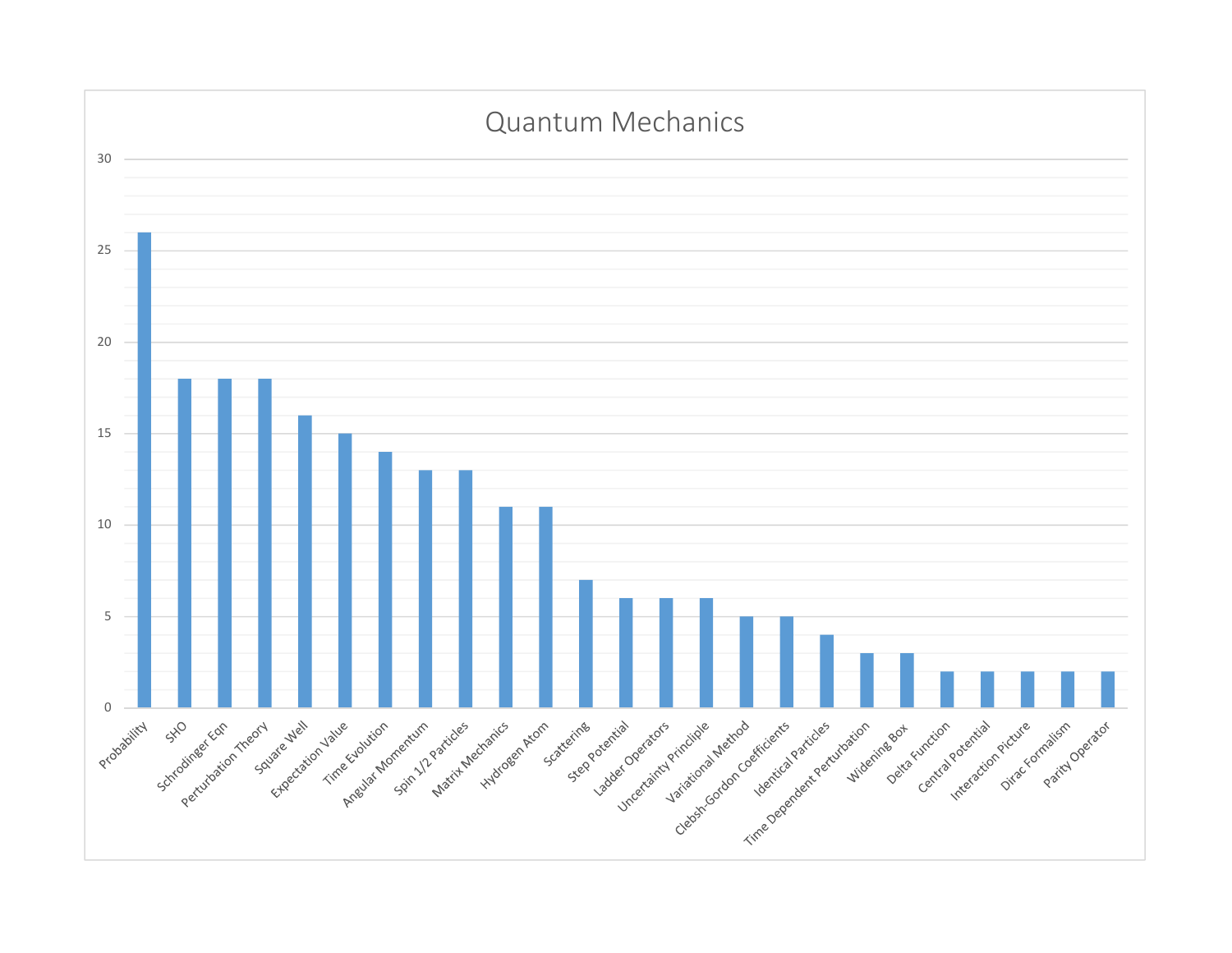# Quantum Mechanics

30

25

20

15

10

5

0

Probability

SHO

Schrodinger Eqn

Perturbation Theory

Square Well

Expectation Value

Time Evolution

Angular Momentum

Spin 1/2 Particles

Matrix Mechanics

Hydrogen Atom

Scattering

Step Potential

Ladder Operators

Uncertainty Principle

Variational Method

Clebsh-Gordon Coefficients

Identical Particles

Time Dependent Perturbation

Widening Box

Delta Function

Central Potential

Interaction Picture

Dirac Formalism

Parity Operator